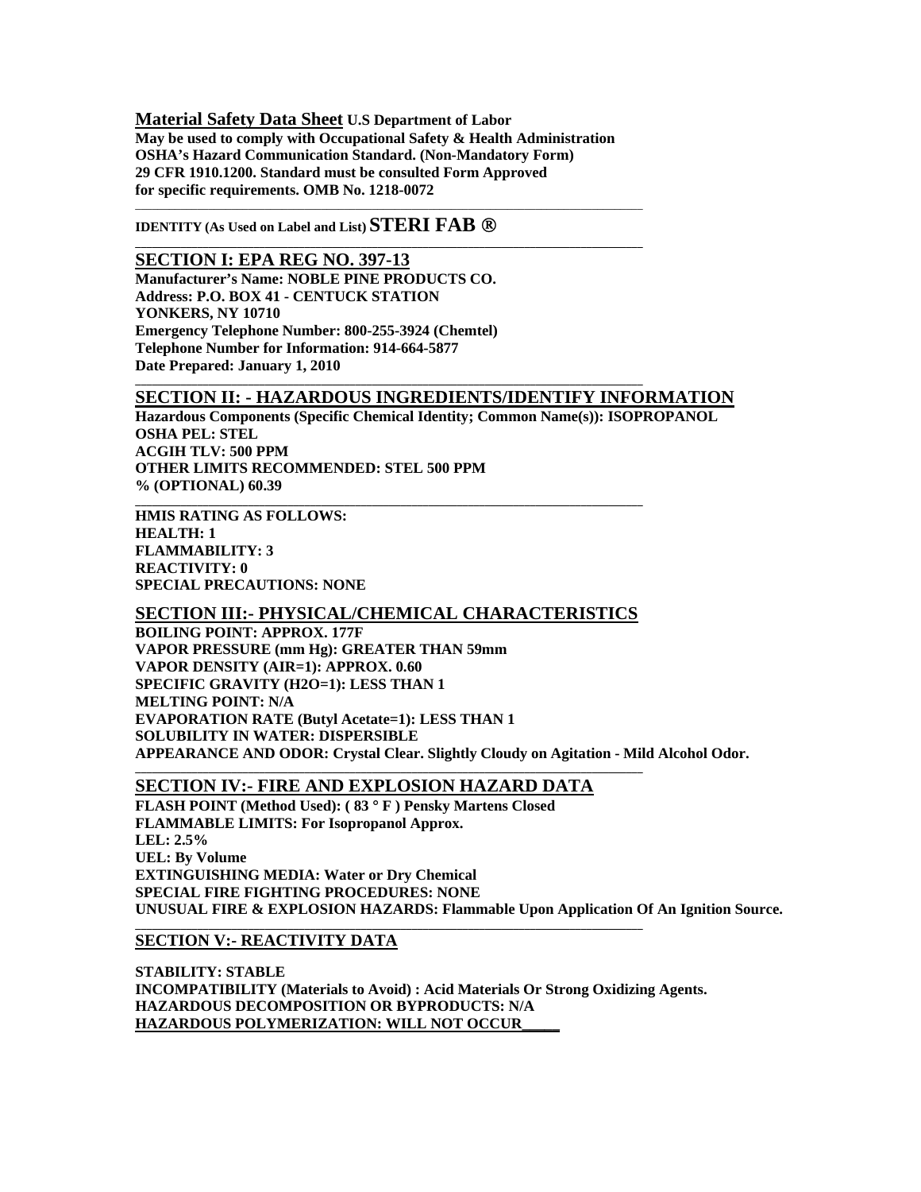**Material Safety Data Sheet** **U.S Department of Labor**
**May be used to comply with Occupational Safety & Health Administration**
**OSHA's Hazard Communication Standard. (Non-Mandatory Form)**
**29 CFR 1910.1200. Standard must be consulted Form Approved**
**for specific requirements. OMB No. 1218-0072**

---

**IDENTITY (As Used on Label and List) STERI FAB ®**

---

## SECTION I: EPA REG NO. 397-13

**Manufacturer's Name: NOBLE PINE PRODUCTS CO.**
**Address: P.O. BOX 41 - CENTUCK STATION**
**YONKERS, NY 10710**
**Emergency Telephone Number: 800-255-3924 (Chemtel)**
**Telephone Number for Information: 914-664-5877**
**Date Prepared: January 1, 2010**

---

## SECTION II: - HAZARDOUS INGREDIENTS/IDENTIFY INFORMATION

**Hazardous Components (Specific Chemical Identity; Common Name(s)): ISOPROPANOL**
**OSHA PEL: STEL**
**ACGIH TLV: 500 PPM**
**OTHER LIMITS RECOMMENDED: STEL 500 PPM**
**% (OPTIONAL) 60.39**

---

**HMIS RATING AS FOLLOWS:**
**HEALTH: 1**
**FLAMMABILITY: 3**
**REACTIVITY: 0**
**SPECIAL PRECAUTIONS: NONE**

## SECTION III:- PHYSICAL/CHEMICAL CHARACTERISTICS

**BOILING POINT: APPROX. 177F**
**VAPOR PRESSURE (mm Hg): GREATER THAN 59mm**
**VAPOR DENSITY (AIR=1): APPROX. 0.60**
**SPECIFIC GRAVITY (H2O=1): LESS THAN 1**
**MELTING POINT: N/A**
**EVAPORATION RATE (Butyl Acetate=1): LESS THAN 1**
**SOLUBILITY IN WATER: DISPERSIBLE**
**APPEARANCE AND ODOR: Crystal Clear. Slightly Cloudy on Agitation - Mild Alcohol Odor.**

---

## SECTION IV:- FIRE AND EXPLOSION HAZARD DATA

**FLASH POINT (Method Used): ( 83 ° F ) Pensky Martens Closed**
**FLAMMABLE LIMITS: For Isopropanol Approx.**
**LEL: 2.5%**
**UEL: By Volume**
**EXTINGUISHING MEDIA: Water or Dry Chemical**
**SPECIAL FIRE FIGHTING PROCEDURES: NONE**
**UNUSUAL FIRE & EXPLOSION HAZARDS: Flammable Upon Application Of An Ignition Source.**

---

## SECTION V:- REACTIVITY DATA

**STABILITY: STABLE**
**INCOMPATIBILITY (Materials to Avoid) : Acid Materials Or Strong Oxidizing Agents.**
**HAZARDOUS DECOMPOSITION OR BYPRODUCTS: N/A**
**HAZARDOUS POLYMERIZATION: WILL NOT OCCUR**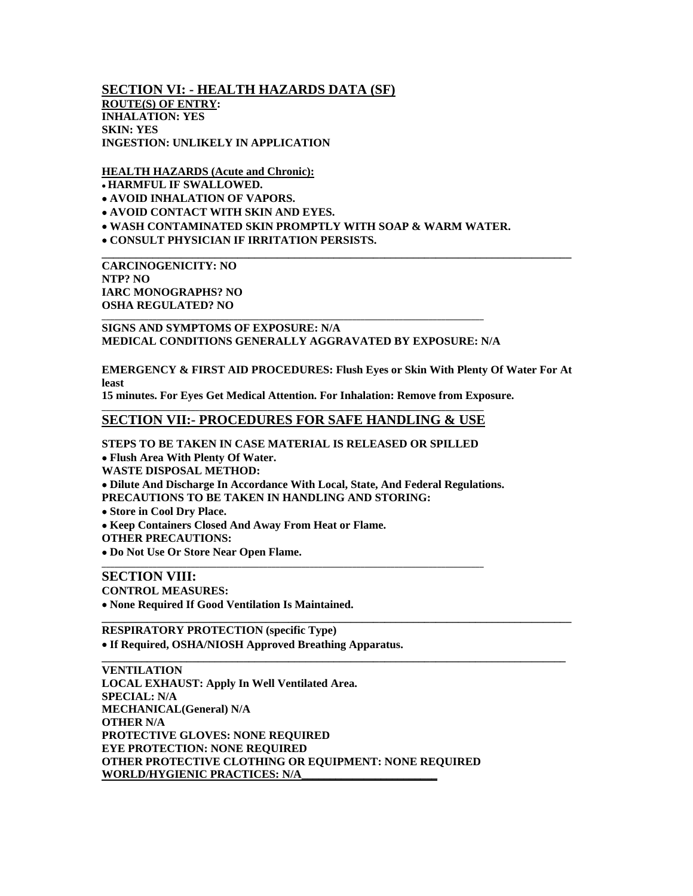## SECTION VI: - HEALTH HAZARDS DATA (SF)

**ROUTE(S) OF ENTRY:**
**INHALATION: YES**
**SKIN: YES**
**INGESTION: UNLIKELY IN APPLICATION**

**HEALTH HAZARDS (Acute and Chronic):**

- **HARMFUL IF SWALLOWED.**
- **AVOID INHALATION OF VAPORS.**
- **AVOID CONTACT WITH SKIN AND EYES.**
- **WASH CONTAMINATED SKIN PROMPTLY WITH SOAP & WARM WATER.**
- **CONSULT PHYSICIAN IF IRRITATION PERSISTS.**

---

**CARCINOGENICITY: NO**
**NTP? NO**
**IARC MONOGRAPHS? NO**
**OSHA REGULATED? NO**

---

**SIGNS AND SYMPTOMS OF EXPOSURE: N/A**
**MEDICAL CONDITIONS GENERALLY AGGRAVATED BY EXPOSURE: N/A**

**EMERGENCY & FIRST AID PROCEDURES: Flush Eyes or Skin With Plenty Of Water For At least**
**15 minutes. For Eyes Get Medical Attention. For Inhalation: Remove from Exposure.**

---

## SECTION VII:- PROCEDURES FOR SAFE HANDLING & USE

**STEPS TO BE TAKEN IN CASE MATERIAL IS RELEASED OR SPILLED**

- **Flush Area With Plenty Of Water.**

**WASTE DISPOSAL METHOD:**

- **Dilute And Discharge In Accordance With Local, State, And Federal Regulations.**

**PRECAUTIONS TO BE TAKEN IN HANDLING AND STORING:**

- **Store in Cool Dry Place.**
- **Keep Containers Closed And Away From Heat or Flame.**

**OTHER PRECAUTIONS:**

- **Do Not Use Or Store Near Open Flame.**

---

## SECTION VIII:

**CONTROL MEASURES:**

- **None Required If Good Ventilation Is Maintained.**

---

**RESPIRATORY PROTECTION (specific Type)**

- **If Required, OSHA/NIOSH Approved Breathing Apparatus.**

---

**VENTILATION**
**LOCAL EXHAUST: Apply In Well Ventilated Area.**
**SPECIAL: N/A**
**MECHANICAL(General) N/A**
**OTHER N/A**
**PROTECTIVE GLOVES: NONE REQUIRED**
**EYE PROTECTION: NONE REQUIRED**
**OTHER PROTECTIVE CLOTHING OR EQUIPMENT: NONE REQUIRED**
**WORLD/HYGIENIC PRACTICES: N/A**